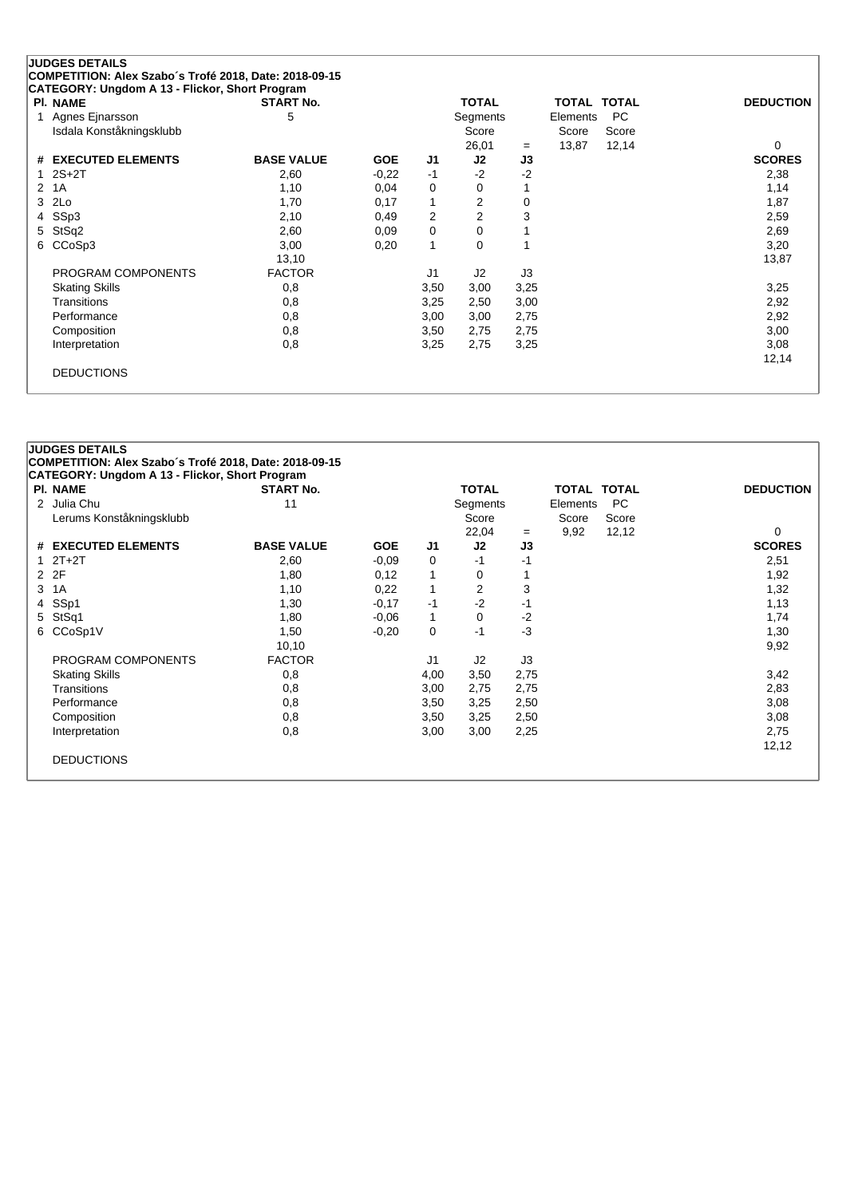## JUDGES DETAILS

**COMPETITION: Alex Szabo´s Trofé 2018, Date: 2018-09-15**
**CATEGORY: Ungdom A 13 - Flickor, Short Program**

| Pl. | NAME | START No. | | | TOTAL Segments Score | | TOTAL Elements Score | TOTAL PC Score | DEDUCTION |
|---|---|---|---|---|---|---|---|---|---|
| 1 | Agnes Ejnarsson<br>Isdala Konståkningsklubb | 5 | | | 26,01 | = | 13,87 | 12,14 | 0 |

| # | EXECUTED ELEMENTS | BASE VALUE | GOE | J1 | J2 | J3 | SCORES |
|---|---|---|---|---|---|---|---|
| 1 | 2S+2T | 2,60 | -0,22 | -1 | -2 | -2 | 2,38 |
| 2 | 1A | 1,10 | 0,04 | 0 | 0 | 1 | 1,14 |
| 3 | 2Lo | 1,70 | 0,17 | 1 | 2 | 0 | 1,87 |
| 4 | SSp3 | 2,10 | 0,49 | 2 | 2 | 3 | 2,59 |
| 5 | StSq2 | 2,60 | 0,09 | 0 | 0 | 1 | 2,69 |
| 6 | CCoSp3 | 3,00 | 0,20 | 1 | 0 | 1 | 3,20 |
| | | 13,10 | | | | | 13,87 |
| | PROGRAM COMPONENTS | FACTOR | | J1 | J2 | J3 | |
| | Skating Skills | 0,8 | | 3,50 | 3,00 | 3,25 | 3,25 |
| | Transitions | 0,8 | | 3,25 | 2,50 | 3,00 | 2,92 |
| | Performance | 0,8 | | 3,00 | 3,00 | 2,75 | 2,92 |
| | Composition | 0,8 | | 3,50 | 2,75 | 2,75 | 3,00 |
| | Interpretation | 0,8 | | 3,25 | 2,75 | 3,25 | 3,08 |
| | | | | | | | 12,14 |
| | DEDUCTIONS | | | | | | |

## JUDGES DETAILS

**COMPETITION: Alex Szabo´s Trofé 2018, Date: 2018-09-15**
**CATEGORY: Ungdom A 13 - Flickor, Short Program**

| Pl. | NAME | START No. | | | TOTAL Segments Score | | TOTAL Elements Score | TOTAL PC Score | DEDUCTION |
|---|---|---|---|---|---|---|---|---|---|
| 2 | Julia Chu<br>Lerums Konståkningsklubb | 11 | | | 22,04 | = | 9,92 | 12,12 | 0 |

| # | EXECUTED ELEMENTS | BASE VALUE | GOE | J1 | J2 | J3 | SCORES |
|---|---|---|---|---|---|---|---|
| 1 | 2T+2T | 2,60 | -0,09 | 0 | -1 | -1 | 2,51 |
| 2 | 2F | 1,80 | 0,12 | 1 | 0 | 1 | 1,92 |
| 3 | 1A | 1,10 | 0,22 | 1 | 2 | 3 | 1,32 |
| 4 | SSp1 | 1,30 | -0,17 | -1 | -2 | -1 | 1,13 |
| 5 | StSq1 | 1,80 | -0,06 | 1 | 0 | -2 | 1,74 |
| 6 | CCoSp1V | 1,50 | -0,20 | 0 | -1 | -3 | 1,30 |
| | | 10,10 | | | | | 9,92 |
| | PROGRAM COMPONENTS | FACTOR | | J1 | J2 | J3 | |
| | Skating Skills | 0,8 | | 4,00 | 3,50 | 2,75 | 3,42 |
| | Transitions | 0,8 | | 3,00 | 2,75 | 2,75 | 2,83 |
| | Performance | 0,8 | | 3,50 | 3,25 | 2,50 | 3,08 |
| | Composition | 0,8 | | 3,50 | 3,25 | 2,50 | 3,08 |
| | Interpretation | 0,8 | | 3,00 | 3,00 | 2,25 | 2,75 |
| | | | | | | | 12,12 |
| | DEDUCTIONS | | | | | | |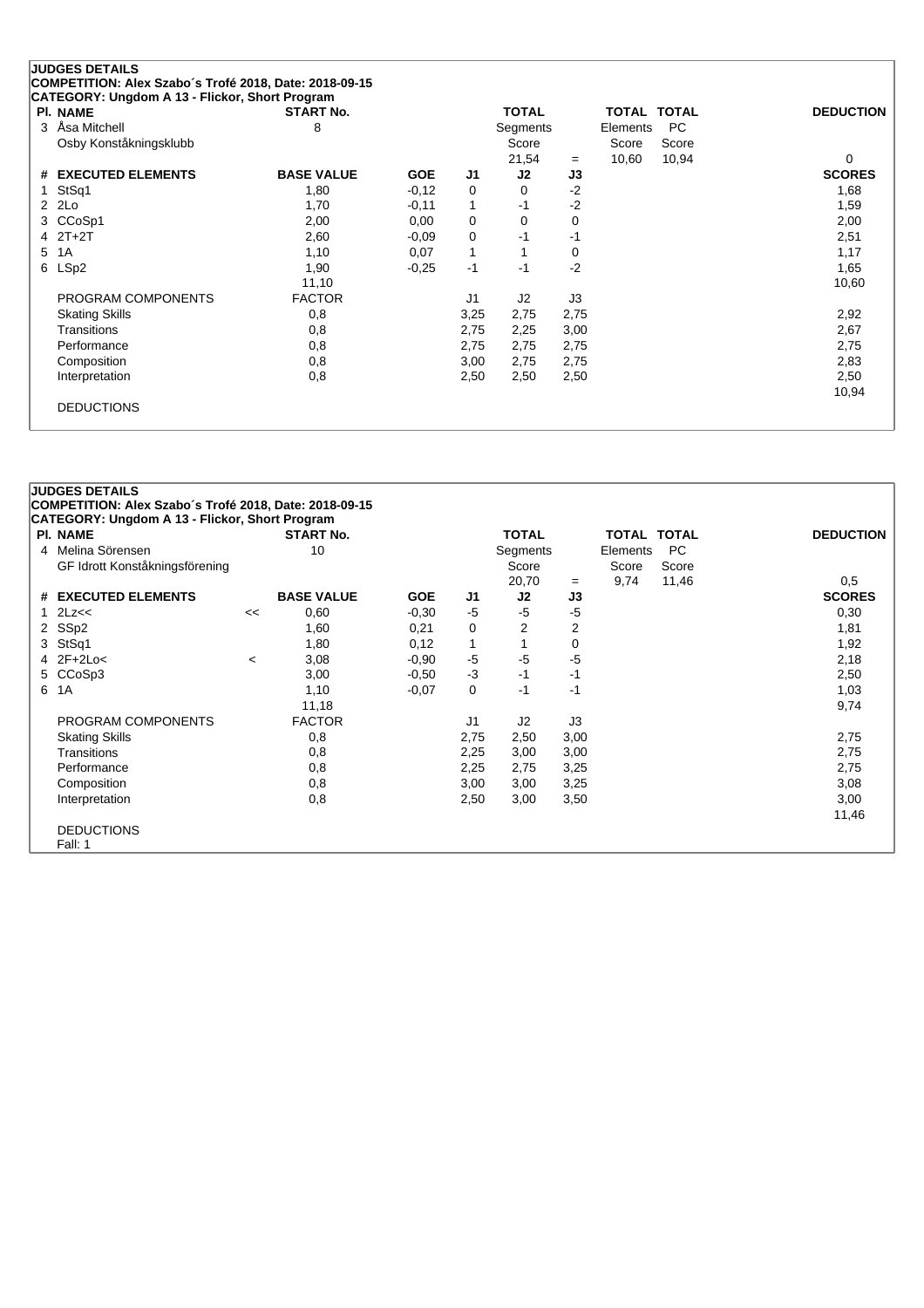**JUDGES DETAILS**
**COMPETITION: Alex Szabo´s Trofé 2018, Date: 2018-09-15**
**CATEGORY: Ungdom A 13 - Flickor, Short Program**

| Pl. | NAME | START No. | TOTAL Segments Score | = | TOTAL Elements Score | TOTAL PC Score | DEDUCTION |
|---|---|---|---|---|---|---|---|
| 3 | Åsa Mitchell<br>Osby Konståkningsklubb | 8 | 21,54 | = | 10,60 | 10,94 | 0 |

| # | EXECUTED ELEMENTS | | BASE VALUE | GOE | J1 | J2 | J3 | SCORES |
|---|---|---|---|---|---|---|---|---|
| 1 | StSq1 | | 1,80 | -0,12 | 0 | 0 | -2 | 1,68 |
| 2 | 2Lo | | 1,70 | -0,11 | 1 | -1 | -2 | 1,59 |
| 3 | CCoSp1 | | 2,00 | 0,00 | 0 | 0 | 0 | 2,00 |
| 4 | 2T+2T | | 2,60 | -0,09 | 0 | -1 | -1 | 2,51 |
| 5 | 1A | | 1,10 | 0,07 | 1 | 1 | 0 | 1,17 |
| 6 | LSp2 | | 1,90 | -0,25 | -1 | -1 | -2 | 1,65 |
| | | | 11,10 | | | | | 10,60 |

| PROGRAM COMPONENTS | FACTOR | J1 | J2 | J3 | SCORES |
|---|---|---|---|---|---|
| Skating Skills | 0,8 | 3,25 | 2,75 | 2,75 | 2,92 |
| Transitions | 0,8 | 2,75 | 2,25 | 3,00 | 2,67 |
| Performance | 0,8 | 2,75 | 2,75 | 2,75 | 2,75 |
| Composition | 0,8 | 3,00 | 2,75 | 2,75 | 2,83 |
| Interpretation | 0,8 | 2,50 | 2,50 | 2,50 | 2,50 |
| | | | | | 10,94 |

DEDUCTIONS

**JUDGES DETAILS**
**COMPETITION: Alex Szabo´s Trofé 2018, Date: 2018-09-15**
**CATEGORY: Ungdom A 13 - Flickor, Short Program**

| Pl. | NAME | START No. | TOTAL Segments Score | = | TOTAL Elements Score | TOTAL PC Score | DEDUCTION |
|---|---|---|---|---|---|---|---|
| 4 | Melina Sörensen<br>GF Idrott Konståkningsförening | 10 | 20,70 | = | 9,74 | 11,46 | 0,5 |

| # | EXECUTED ELEMENTS | | BASE VALUE | GOE | J1 | J2 | J3 | SCORES |
|---|---|---|---|---|---|---|---|---|
| 1 | 2Lz<< | << | 0,60 | -0,30 | -5 | -5 | -5 | 0,30 |
| 2 | SSp2 | | 1,60 | 0,21 | 0 | 2 | 2 | 1,81 |
| 3 | StSq1 | | 1,80 | 0,12 | 1 | 1 | 0 | 1,92 |
| 4 | 2F+2Lo< | < | 3,08 | -0,90 | -5 | -5 | -5 | 2,18 |
| 5 | CCoSp3 | | 3,00 | -0,50 | -3 | -1 | -1 | 2,50 |
| 6 | 1A | | 1,10 | -0,07 | 0 | -1 | -1 | 1,03 |
| | | | 11,18 | | | | | 9,74 |

| PROGRAM COMPONENTS | FACTOR | J1 | J2 | J3 | SCORES |
|---|---|---|---|---|---|
| Skating Skills | 0,8 | 2,75 | 2,50 | 3,00 | 2,75 |
| Transitions | 0,8 | 2,25 | 3,00 | 3,00 | 2,75 |
| Performance | 0,8 | 2,25 | 2,75 | 3,25 | 2,75 |
| Composition | 0,8 | 3,00 | 3,00 | 3,25 | 3,08 |
| Interpretation | 0,8 | 2,50 | 3,00 | 3,50 | 3,00 |
| | | | | | 11,46 |

DEDUCTIONS
Fall: 1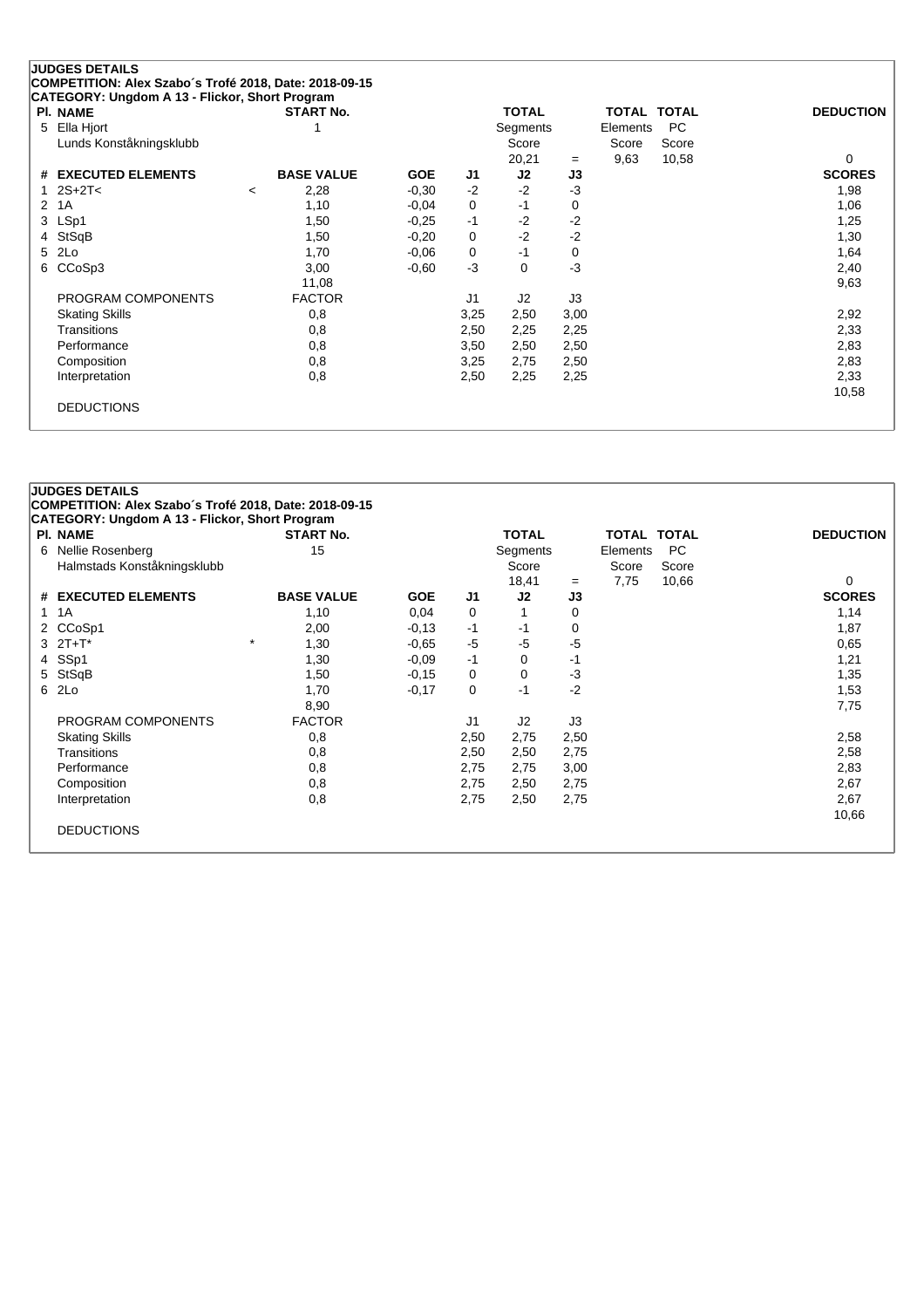## JUDGES DETAILS

**COMPETITION: Alex Szabo´s Trofé 2018, Date: 2018-09-15**
**CATEGORY: Ungdom A 13 - Flickor, Short Program**

| Pl. | NAME | START No. | TOTAL Segments Score | = | TOTAL Elements Score | TOTAL PC Score | DEDUCTION |
|---|---|---|---|---|---|---|---|
| 5 | Ella Hjort<br>Lunds Konståkningsklubb | 1 | 20,21 | = | 9,63 | 10,58 | 0 |

| # | EXECUTED ELEMENTS | | BASE VALUE | GOE | J1 | J2 | J3 | SCORES |
|---|---|---|---|---|---|---|---|---|
| 1 | 2S+2T< | < | 2,28 | -0,30 | -2 | -2 | -3 | 1,98 |
| 2 | 1A | | 1,10 | -0,04 | 0 | -1 | 0 | 1,06 |
| 3 | LSp1 | | 1,50 | -0,25 | -1 | -2 | -2 | 1,25 |
| 4 | StSqB | | 1,50 | -0,20 | 0 | -2 | -2 | 1,30 |
| 5 | 2Lo | | 1,70 | -0,06 | 0 | -1 | 0 | 1,64 |
| 6 | CCoSp3 | | 3,00 | -0,60 | -3 | 0 | -3 | 2,40 |
| | | | 11,08 | | | | | 9,63 |

| PROGRAM COMPONENTS | FACTOR | J1 | J2 | J3 | SCORES |
|---|---|---|---|---|---|
| Skating Skills | 0,8 | 3,25 | 2,50 | 3,00 | 2,92 |
| Transitions | 0,8 | 2,50 | 2,25 | 2,25 | 2,33 |
| Performance | 0,8 | 3,50 | 2,50 | 2,50 | 2,83 |
| Composition | 0,8 | 3,25 | 2,75 | 2,50 | 2,83 |
| Interpretation | 0,8 | 2,50 | 2,25 | 2,25 | 2,33 |
| | | | | | 10,58 |

DEDUCTIONS

## JUDGES DETAILS

**COMPETITION: Alex Szabo´s Trofé 2018, Date: 2018-09-15**
**CATEGORY: Ungdom A 13 - Flickor, Short Program**

| Pl. | NAME | START No. | TOTAL Segments Score | = | TOTAL Elements Score | TOTAL PC Score | DEDUCTION |
|---|---|---|---|---|---|---|---|
| 6 | Nellie Rosenberg<br>Halmstads Konståkningsklubb | 15 | 18,41 | = | 7,75 | 10,66 | 0 |

| # | EXECUTED ELEMENTS | | BASE VALUE | GOE | J1 | J2 | J3 | SCORES |
|---|---|---|---|---|---|---|---|---|
| 1 | 1A | | 1,10 | 0,04 | 0 | 1 | 0 | 1,14 |
| 2 | CCoSp1 | | 2,00 | -0,13 | -1 | -1 | 0 | 1,87 |
| 3 | 2T+T* | * | 1,30 | -0,65 | -5 | -5 | -5 | 0,65 |
| 4 | SSp1 | | 1,30 | -0,09 | -1 | 0 | -1 | 1,21 |
| 5 | StSqB | | 1,50 | -0,15 | 0 | 0 | -3 | 1,35 |
| 6 | 2Lo | | 1,70 | -0,17 | 0 | -1 | -2 | 1,53 |
| | | | 8,90 | | | | | 7,75 |

| PROGRAM COMPONENTS | FACTOR | J1 | J2 | J3 | SCORES |
|---|---|---|---|---|---|
| Skating Skills | 0,8 | 2,50 | 2,75 | 2,50 | 2,58 |
| Transitions | 0,8 | 2,50 | 2,50 | 2,75 | 2,58 |
| Performance | 0,8 | 2,75 | 2,75 | 3,00 | 2,83 |
| Composition | 0,8 | 2,75 | 2,50 | 2,75 | 2,67 |
| Interpretation | 0,8 | 2,75 | 2,50 | 2,75 | 2,67 |
| | | | | | 10,66 |

DEDUCTIONS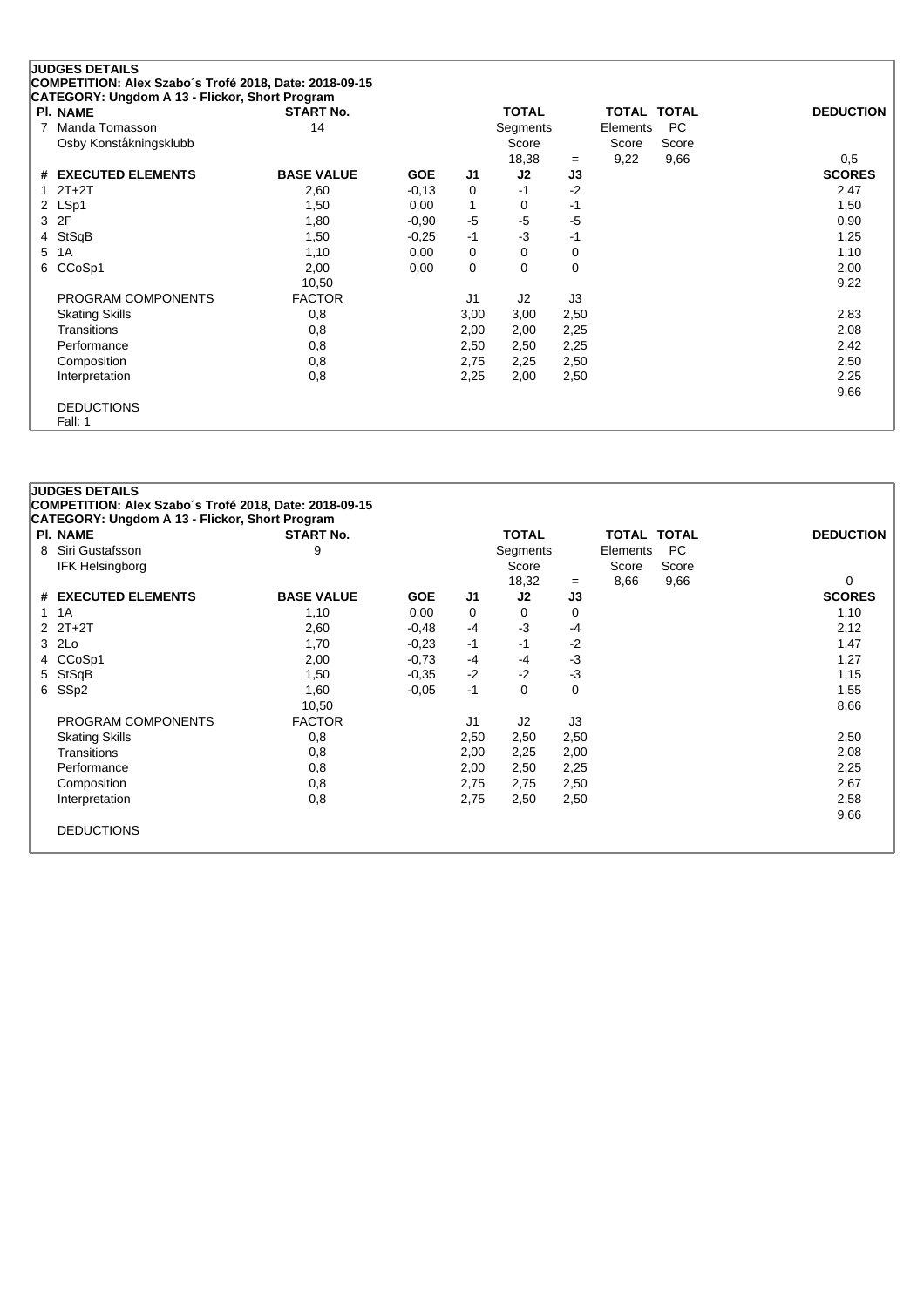**JUDGES DETAILS**
**COMPETITION: Alex Szabo´s Trofé 2018, Date: 2018-09-15**
**CATEGORY: Ungdom A 13 - Flickor, Short Program**

| Pl. | NAME | START No. | TOTAL Segments Score | | TOTAL Elements Score | TOTAL PC Score | DEDUCTION |
|---|---|---|---|---|---|---|---|
| 7 | Manda Tomasson<br>Osby Konståkningsklubb | 14 | 18,38 | = | 9,22 | 9,66 | 0,5 |

| # | EXECUTED ELEMENTS | BASE VALUE | GOE | J1 | J2 | J3 | SCORES |
|---|---|---|---|---|---|---|---|
| 1 | 2T+2T | 2,60 | -0,13 | 0 | -1 | -2 | 2,47 |
| 2 | LSp1 | 1,50 | 0,00 | 1 | 0 | -1 | 1,50 |
| 3 | 2F | 1,80 | -0,90 | -5 | -5 | -5 | 0,90 |
| 4 | StSqB | 1,50 | -0,25 | -1 | -3 | -1 | 1,25 |
| 5 | 1A | 1,10 | 0,00 | 0 | 0 | 0 | 1,10 |
| 6 | CCoSp1 | 2,00 | 0,00 | 0 | 0 | 0 | 2,00 |
| | | 10,50 | | | | | 9,22 |

| PROGRAM COMPONENTS | FACTOR | J1 | J2 | J3 | |
|---|---|---|---|---|---|
| Skating Skills | 0,8 | 3,00 | 3,00 | 2,50 | 2,83 |
| Transitions | 0,8 | 2,00 | 2,00 | 2,25 | 2,08 |
| Performance | 0,8 | 2,50 | 2,50 | 2,25 | 2,42 |
| Composition | 0,8 | 2,75 | 2,25 | 2,50 | 2,50 |
| Interpretation | 0,8 | 2,25 | 2,00 | 2,50 | 2,25 |
| | | | | | 9,66 |

DEDUCTIONS
Fall: 1

**JUDGES DETAILS**
**COMPETITION: Alex Szabo´s Trofé 2018, Date: 2018-09-15**
**CATEGORY: Ungdom A 13 - Flickor, Short Program**

| Pl. | NAME | START No. | TOTAL Segments Score | | TOTAL Elements Score | TOTAL PC Score | DEDUCTION |
|---|---|---|---|---|---|---|---|
| 8 | Siri Gustafsson<br>IFK Helsingborg | 9 | 18,32 | = | 8,66 | 9,66 | 0 |

| # | EXECUTED ELEMENTS | BASE VALUE | GOE | J1 | J2 | J3 | SCORES |
|---|---|---|---|---|---|---|---|
| 1 | 1A | 1,10 | 0,00 | 0 | 0 | 0 | 1,10 |
| 2 | 2T+2T | 2,60 | -0,48 | -4 | -3 | -4 | 2,12 |
| 3 | 2Lo | 1,70 | -0,23 | -1 | -1 | -2 | 1,47 |
| 4 | CCoSp1 | 2,00 | -0,73 | -4 | -4 | -3 | 1,27 |
| 5 | StSqB | 1,50 | -0,35 | -2 | -2 | -3 | 1,15 |
| 6 | SSp2 | 1,60 | -0,05 | -1 | 0 | 0 | 1,55 |
| | | 10,50 | | | | | 8,66 |

| PROGRAM COMPONENTS | FACTOR | J1 | J2 | J3 | |
|---|---|---|---|---|---|
| Skating Skills | 0,8 | 2,50 | 2,50 | 2,50 | 2,50 |
| Transitions | 0,8 | 2,00 | 2,25 | 2,00 | 2,08 |
| Performance | 0,8 | 2,00 | 2,50 | 2,25 | 2,25 |
| Composition | 0,8 | 2,75 | 2,75 | 2,50 | 2,67 |
| Interpretation | 0,8 | 2,75 | 2,50 | 2,50 | 2,58 |
| | | | | | 9,66 |

DEDUCTIONS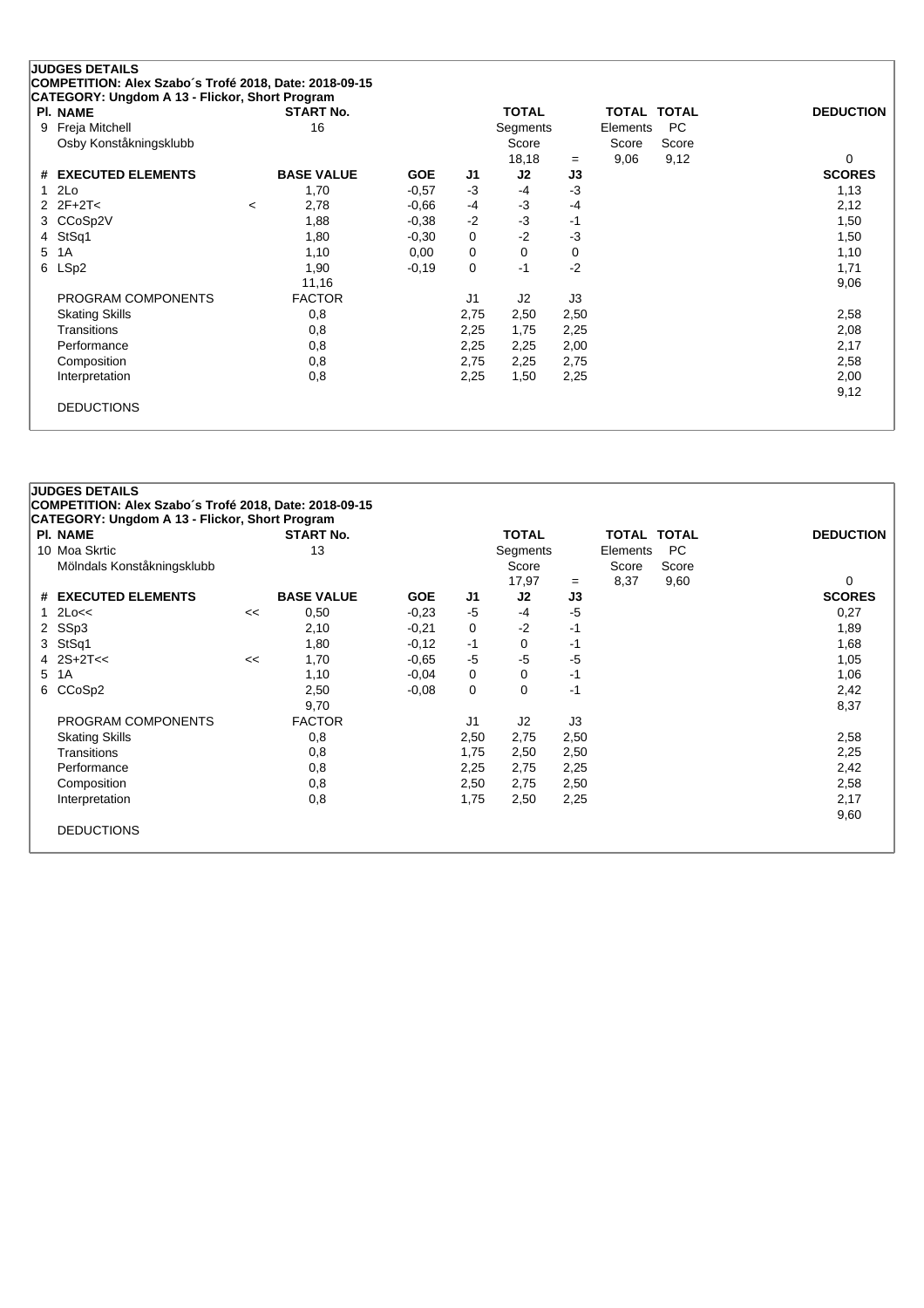**JUDGES DETAILS**
**COMPETITION: Alex Szabo´s Trofé 2018, Date: 2018-09-15**
**CATEGORY: Ungdom A 13 - Flickor, Short Program**

| Pl. NAME | | START No. | | | TOTAL Segments Score | | TOTAL Elements Score | TOTAL PC Score | DEDUCTION |
|---|---|---|---|---|---|---|---|---|---|
| 9 Freja Mitchell | | 16 | | | | | | | |
| Osby Konståkningsklubb | | | | | 18,18 | = | 9,06 | 9,12 | 0 |

| # | EXECUTED ELEMENTS | | BASE VALUE | GOE | J1 | J2 | J3 | SCORES |
|---|---|---|---|---|---|---|---|---|
| 1 | 2Lo | | 1,70 | -0,57 | -3 | -4 | -3 | 1,13 |
| 2 | 2F+2T< | < | 2,78 | -0,66 | -4 | -3 | -4 | 2,12 |
| 3 | CCoSp2V | | 1,88 | -0,38 | -2 | -3 | -1 | 1,50 |
| 4 | StSq1 | | 1,80 | -0,30 | 0 | -2 | -3 | 1,50 |
| 5 | 1A | | 1,10 | 0,00 | 0 | 0 | 0 | 1,10 |
| 6 | LSp2 | | 1,90 | -0,19 | 0 | -1 | -2 | 1,71 |
| | | | 11,16 | | | | | 9,06 |
| | PROGRAM COMPONENTS | | FACTOR | | J1 | J2 | J3 | |
| | Skating Skills | | 0,8 | | 2,75 | 2,50 | 2,50 | 2,58 |
| | Transitions | | 0,8 | | 2,25 | 1,75 | 2,25 | 2,08 |
| | Performance | | 0,8 | | 2,25 | 2,25 | 2,00 | 2,17 |
| | Composition | | 0,8 | | 2,75 | 2,25 | 2,75 | 2,58 |
| | Interpretation | | 0,8 | | 2,25 | 1,50 | 2,25 | 2,00 |
| | | | | | | | | 9,12 |
| | DEDUCTIONS | | | | | | | |

**JUDGES DETAILS**
**COMPETITION: Alex Szabo´s Trofé 2018, Date: 2018-09-15**
**CATEGORY: Ungdom A 13 - Flickor, Short Program**

| Pl. NAME | | START No. | | | TOTAL Segments Score | | TOTAL Elements Score | TOTAL PC Score | DEDUCTION |
|---|---|---|---|---|---|---|---|---|---|
| 10 Moa Skrtic | | 13 | | | | | | | |
| Mölndals Konståkningsklubb | | | | | 17,97 | = | 8,37 | 9,60 | 0 |

| # | EXECUTED ELEMENTS | | BASE VALUE | GOE | J1 | J2 | J3 | SCORES |
|---|---|---|---|---|---|---|---|---|
| 1 | 2Lo<< | << | 0,50 | -0,23 | -5 | -4 | -5 | 0,27 |
| 2 | SSp3 | | 2,10 | -0,21 | 0 | -2 | -1 | 1,89 |
| 3 | StSq1 | | 1,80 | -0,12 | -1 | 0 | -1 | 1,68 |
| 4 | 2S+2T<< | << | 1,70 | -0,65 | -5 | -5 | -5 | 1,05 |
| 5 | 1A | | 1,10 | -0,04 | 0 | 0 | -1 | 1,06 |
| 6 | CCoSp2 | | 2,50 | -0,08 | 0 | 0 | -1 | 2,42 |
| | | | 9,70 | | | | | 8,37 |
| | PROGRAM COMPONENTS | | FACTOR | | J1 | J2 | J3 | |
| | Skating Skills | | 0,8 | | 2,50 | 2,75 | 2,50 | 2,58 |
| | Transitions | | 0,8 | | 1,75 | 2,50 | 2,50 | 2,25 |
| | Performance | | 0,8 | | 2,25 | 2,75 | 2,25 | 2,42 |
| | Composition | | 0,8 | | 2,50 | 2,75 | 2,50 | 2,58 |
| | Interpretation | | 0,8 | | 1,75 | 2,50 | 2,25 | 2,17 |
| | | | | | | | | 9,60 |
| | DEDUCTIONS | | | | | | | |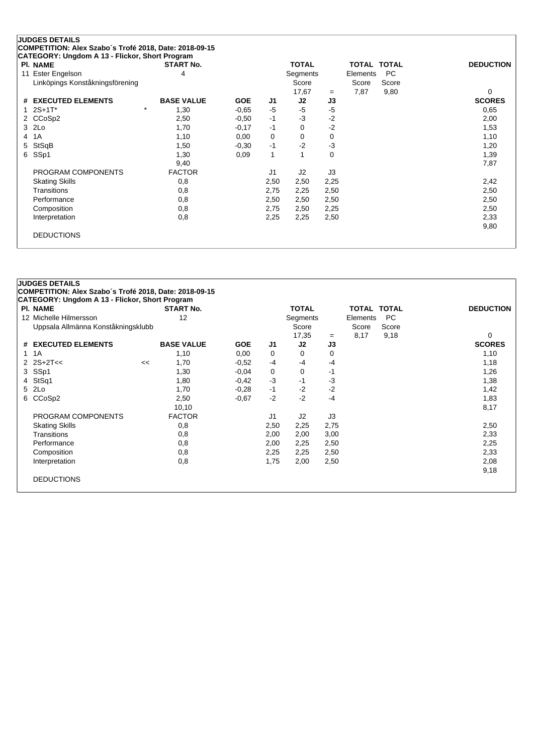## JUDGES DETAILS

**COMPETITION: Alex Szabo´s Trofé 2018, Date: 2018-09-15**
**CATEGORY: Ungdom A 13 - Flickor, Short Program**

| Pl. NAME | START No. | TOTAL Segments Score | | TOTAL Elements Score | TOTAL PC Score | DEDUCTION |
|---|---|---|---|---|---|---|
| 11 Ester Engelson<br>Linköpings Konståkningsförening | 4 | 17,67 | = | 7,87 | 9,80 | 0 |

| # | EXECUTED ELEMENTS | | BASE VALUE | GOE | J1 | J2 | J3 | SCORES |
|---|---|---|---|---|---|---|---|---|
| 1 | 2S+1T* | * | 1,30 | -0,65 | -5 | -5 | -5 | 0,65 |
| 2 | CCoSp2 | | 2,50 | -0,50 | -1 | -3 | -2 | 2,00 |
| 3 | 2Lo | | 1,70 | -0,17 | -1 | 0 | -2 | 1,53 |
| 4 | 1A | | 1,10 | 0,00 | 0 | 0 | 0 | 1,10 |
| 5 | StSqB | | 1,50 | -0,30 | -1 | -2 | -3 | 1,20 |
| 6 | SSp1 | | 1,30 | 0,09 | 1 | 1 | 0 | 1,39 |
| | | | 9,40 | | | | | 7,87 |
| | PROGRAM COMPONENTS | | FACTOR | | J1 | J2 | J3 | |
| | Skating Skills | | 0,8 | | 2,50 | 2,50 | 2,25 | 2,42 |
| | Transitions | | 0,8 | | 2,75 | 2,25 | 2,50 | 2,50 |
| | Performance | | 0,8 | | 2,50 | 2,50 | 2,50 | 2,50 |
| | Composition | | 0,8 | | 2,75 | 2,50 | 2,25 | 2,50 |
| | Interpretation | | 0,8 | | 2,25 | 2,25 | 2,50 | 2,33 |
| | | | | | | | | 9,80 |
| | DEDUCTIONS | | | | | | | |

## JUDGES DETAILS

**COMPETITION: Alex Szabo´s Trofé 2018, Date: 2018-09-15**
**CATEGORY: Ungdom A 13 - Flickor, Short Program**

| Pl. NAME | START No. | TOTAL Segments Score | | TOTAL Elements Score | TOTAL PC Score | DEDUCTION |
|---|---|---|---|---|---|---|
| 12 Michelle Hilmersson<br>Uppsala Allmänna Konståkningsklubb | 12 | 17,35 | = | 8,17 | 9,18 | 0 |

| # | EXECUTED ELEMENTS | | BASE VALUE | GOE | J1 | J2 | J3 | SCORES |
|---|---|---|---|---|---|---|---|---|
| 1 | 1A | | 1,10 | 0,00 | 0 | 0 | 0 | 1,10 |
| 2 | 2S+2T<< | << | 1,70 | -0,52 | -4 | -4 | -4 | 1,18 |
| 3 | SSp1 | | 1,30 | -0,04 | 0 | 0 | -1 | 1,26 |
| 4 | StSq1 | | 1,80 | -0,42 | -3 | -1 | -3 | 1,38 |
| 5 | 2Lo | | 1,70 | -0,28 | -1 | -2 | -2 | 1,42 |
| 6 | CCoSp2 | | 2,50 | -0,67 | -2 | -2 | -4 | 1,83 |
| | | | 10,10 | | | | | 8,17 |
| | PROGRAM COMPONENTS | | FACTOR | | J1 | J2 | J3 | |
| | Skating Skills | | 0,8 | | 2,50 | 2,25 | 2,75 | 2,50 |
| | Transitions | | 0,8 | | 2,00 | 2,00 | 3,00 | 2,33 |
| | Performance | | 0,8 | | 2,00 | 2,25 | 2,50 | 2,25 |
| | Composition | | 0,8 | | 2,25 | 2,25 | 2,50 | 2,33 |
| | Interpretation | | 0,8 | | 1,75 | 2,00 | 2,50 | 2,08 |
| | | | | | | | | 9,18 |
| | DEDUCTIONS | | | | | | | |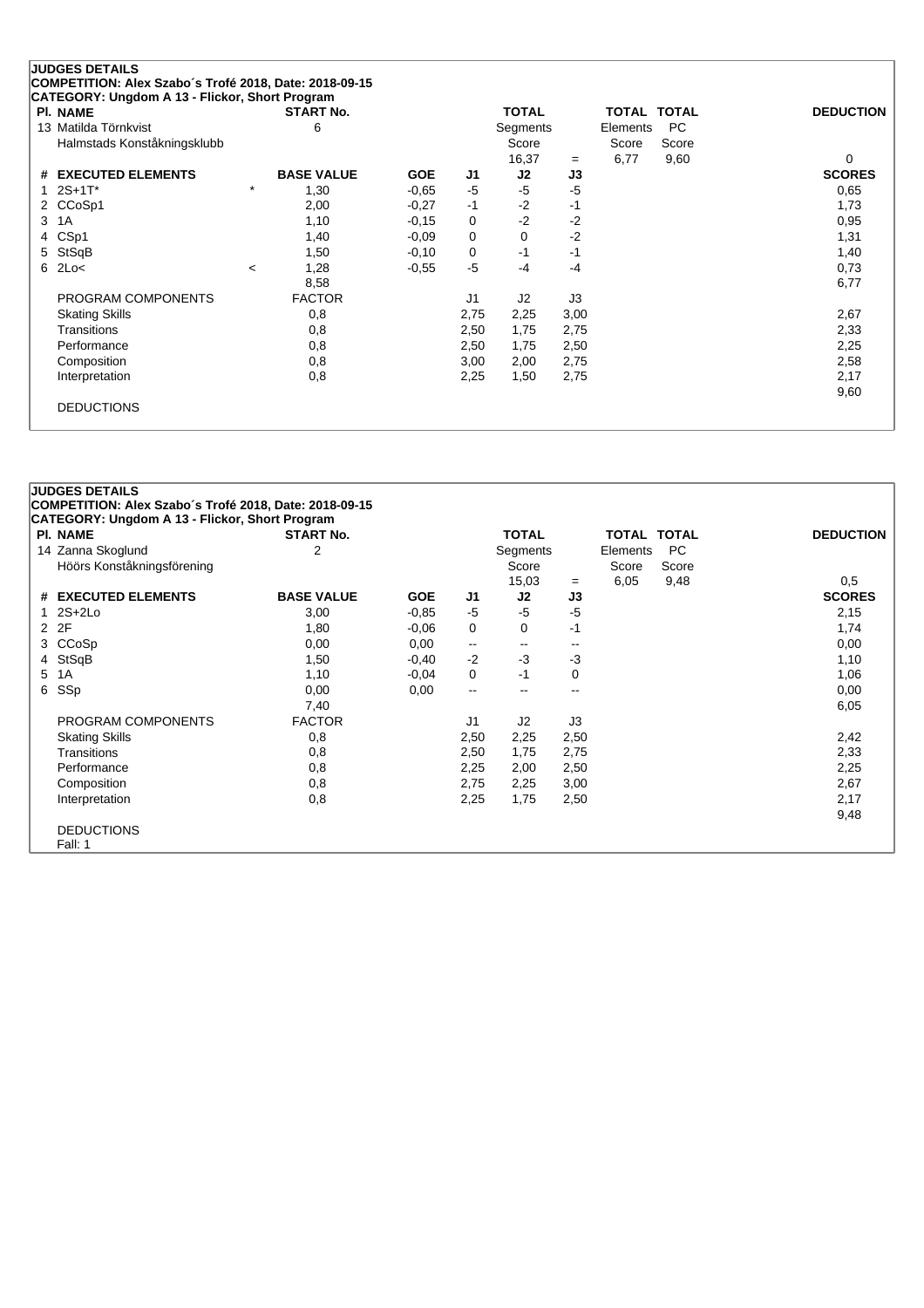**JUDGES DETAILS**

**COMPETITION: Alex Szabo´s Trofé 2018, Date: 2018-09-15**

**CATEGORY: Ungdom A 13 - Flickor, Short Program**

| Pl. NAME | START No. | TOTAL Segments Score | = | TOTAL Elements Score | TOTAL PC Score | DEDUCTION |
|---|---|---|---|---|---|---|
| 13 Matilda Törnkvist<br>Halmstads Konståkningsklubb | 6 | 16,37 | = | 6,77 | 9,60 | 0 |

| # | EXECUTED ELEMENTS | | BASE VALUE | GOE | J1 | J2 | J3 | SCORES |
|---|---|---|---|---|---|---|---|---|
| 1 | 2S+1T* | * | 1,30 | -0,65 | -5 | -5 | -5 | 0,65 |
| 2 | CCoSp1 | | 2,00 | -0,27 | -1 | -2 | -1 | 1,73 |
| 3 | 1A | | 1,10 | -0,15 | 0 | -2 | -2 | 0,95 |
| 4 | CSp1 | | 1,40 | -0,09 | 0 | 0 | -2 | 1,31 |
| 5 | StSqB | | 1,50 | -0,10 | 0 | -1 | -1 | 1,40 |
| 6 | 2Lo< | < | 1,28 | -0,55 | -5 | -4 | -4 | 0,73 |
| | | | 8,58 | | | | | 6,77 |

| PROGRAM COMPONENTS | FACTOR | J1 | J2 | J3 | |
|---|---|---|---|---|---|
| Skating Skills | 0,8 | 2,75 | 2,25 | 3,00 | 2,67 |
| Transitions | 0,8 | 2,50 | 1,75 | 2,75 | 2,33 |
| Performance | 0,8 | 2,50 | 1,75 | 2,50 | 2,25 |
| Composition | 0,8 | 3,00 | 2,00 | 2,75 | 2,58 |
| Interpretation | 0,8 | 2,25 | 1,50 | 2,75 | 2,17 |
| | | | | | 9,60 |

DEDUCTIONS

---

**JUDGES DETAILS**

**COMPETITION: Alex Szabo´s Trofé 2018, Date: 2018-09-15**

**CATEGORY: Ungdom A 13 - Flickor, Short Program**

| Pl. NAME | START No. | TOTAL Segments Score | = | TOTAL Elements Score | TOTAL PC Score | DEDUCTION |
|---|---|---|---|---|---|---|
| 14 Zanna Skoglund<br>Höörs Konståkningsförening | 2 | 15,03 | = | 6,05 | 9,48 | 0,5 |

| # | EXECUTED ELEMENTS | BASE VALUE | GOE | J1 | J2 | J3 | SCORES |
|---|---|---|---|---|---|---|---|
| 1 | 2S+2Lo | 3,00 | -0,85 | -5 | -5 | -5 | 2,15 |
| 2 | 2F | 1,80 | -0,06 | 0 | 0 | -1 | 1,74 |
| 3 | CCoSp | 0,00 | 0,00 | -- | -- | -- | 0,00 |
| 4 | StSqB | 1,50 | -0,40 | -2 | -3 | -3 | 1,10 |
| 5 | 1A | 1,10 | -0,04 | 0 | -1 | 0 | 1,06 |
| 6 | SSp | 0,00 | 0,00 | -- | -- | -- | 0,00 |
| | | 7,40 | | | | | 6,05 |

| PROGRAM COMPONENTS | FACTOR | J1 | J2 | J3 | |
|---|---|---|---|---|---|
| Skating Skills | 0,8 | 2,50 | 2,25 | 2,50 | 2,42 |
| Transitions | 0,8 | 2,50 | 1,75 | 2,75 | 2,33 |
| Performance | 0,8 | 2,25 | 2,00 | 2,50 | 2,25 |
| Composition | 0,8 | 2,75 | 2,25 | 3,00 | 2,67 |
| Interpretation | 0,8 | 2,25 | 1,75 | 2,50 | 2,17 |
| | | | | | 9,48 |

DEDUCTIONS

Fall: 1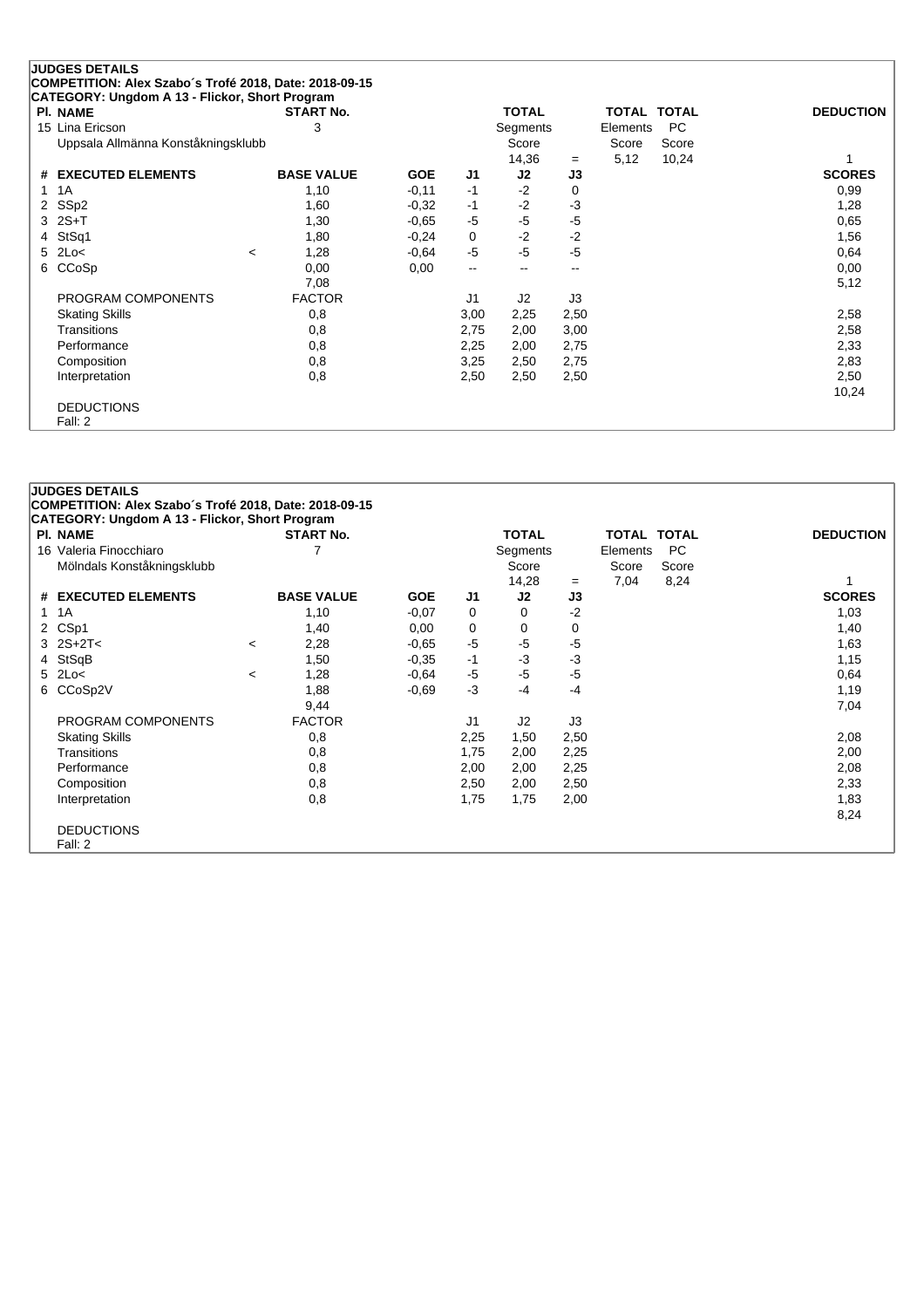**JUDGES DETAILS**
**COMPETITION: Alex Szabo´s Trofé 2018, Date: 2018-09-15**
**CATEGORY: Ungdom A 13 - Flickor, Short Program**

| Pl. NAME | START No. | TOTAL Segments Score | | TOTAL Elements Score | TOTAL PC Score | DEDUCTION |
|---|---|---|---|---|---|---|
| 15 Lina Ericson<br>Uppsala Allmänna Konståkningsklubb | 3 | 14,36 | = | 5,12 | 10,24 | 1 |

| # | EXECUTED ELEMENTS | | BASE VALUE | GOE | J1 | J2 | J3 | SCORES |
|---|---|---|---|---|---|---|---|---|
| 1 | 1A | | 1,10 | -0,11 | -1 | -2 | 0 | 0,99 |
| 2 | SSp2 | | 1,60 | -0,32 | -1 | -2 | -3 | 1,28 |
| 3 | 2S+T | | 1,30 | -0,65 | -5 | -5 | -5 | 0,65 |
| 4 | StSq1 | | 1,80 | -0,24 | 0 | -2 | -2 | 1,56 |
| 5 | 2Lo< | < | 1,28 | -0,64 | -5 | -5 | -5 | 0,64 |
| 6 | CCoSp | | 0,00 | 0,00 | -- | -- | -- | 0,00 |
| | | | 7,08 | | | | | 5,12 |
| | PROGRAM COMPONENTS | | FACTOR | | J1 | J2 | J3 | |
| | Skating Skills | | 0,8 | | 3,00 | 2,25 | 2,50 | 2,58 |
| | Transitions | | 0,8 | | 2,75 | 2,00 | 3,00 | 2,58 |
| | Performance | | 0,8 | | 2,25 | 2,00 | 2,75 | 2,33 |
| | Composition | | 0,8 | | 3,25 | 2,50 | 2,75 | 2,83 |
| | Interpretation | | 0,8 | | 2,50 | 2,50 | 2,50 | 2,50 |
| | | | | | | | | 10,24 |

DEDUCTIONS
Fall: 2

**JUDGES DETAILS**
**COMPETITION: Alex Szabo´s Trofé 2018, Date: 2018-09-15**
**CATEGORY: Ungdom A 13 - Flickor, Short Program**

| Pl. NAME | START No. | TOTAL Segments Score | | TOTAL Elements Score | TOTAL PC Score | DEDUCTION |
|---|---|---|---|---|---|---|
| 16 Valeria Finocchiaro<br>Mölndals Konståkningsklubb | 7 | 14,28 | = | 7,04 | 8,24 | 1 |

| # | EXECUTED ELEMENTS | | BASE VALUE | GOE | J1 | J2 | J3 | SCORES |
|---|---|---|---|---|---|---|---|---|
| 1 | 1A | | 1,10 | -0,07 | 0 | 0 | -2 | 1,03 |
| 2 | CSp1 | | 1,40 | 0,00 | 0 | 0 | 0 | 1,40 |
| 3 | 2S+2T< | < | 2,28 | -0,65 | -5 | -5 | -5 | 1,63 |
| 4 | StSqB | | 1,50 | -0,35 | -1 | -3 | -3 | 1,15 |
| 5 | 2Lo< | < | 1,28 | -0,64 | -5 | -5 | -5 | 0,64 |
| 6 | CCoSp2V | | 1,88 | -0,69 | -3 | -4 | -4 | 1,19 |
| | | | 9,44 | | | | | 7,04 |
| | PROGRAM COMPONENTS | | FACTOR | | J1 | J2 | J3 | |
| | Skating Skills | | 0,8 | | 2,25 | 1,50 | 2,50 | 2,08 |
| | Transitions | | 0,8 | | 1,75 | 2,00 | 2,25 | 2,00 |
| | Performance | | 0,8 | | 2,00 | 2,00 | 2,25 | 2,08 |
| | Composition | | 0,8 | | 2,50 | 2,00 | 2,50 | 2,33 |
| | Interpretation | | 0,8 | | 1,75 | 1,75 | 2,00 | 1,83 |
| | | | | | | | | 8,24 |

DEDUCTIONS
Fall: 2